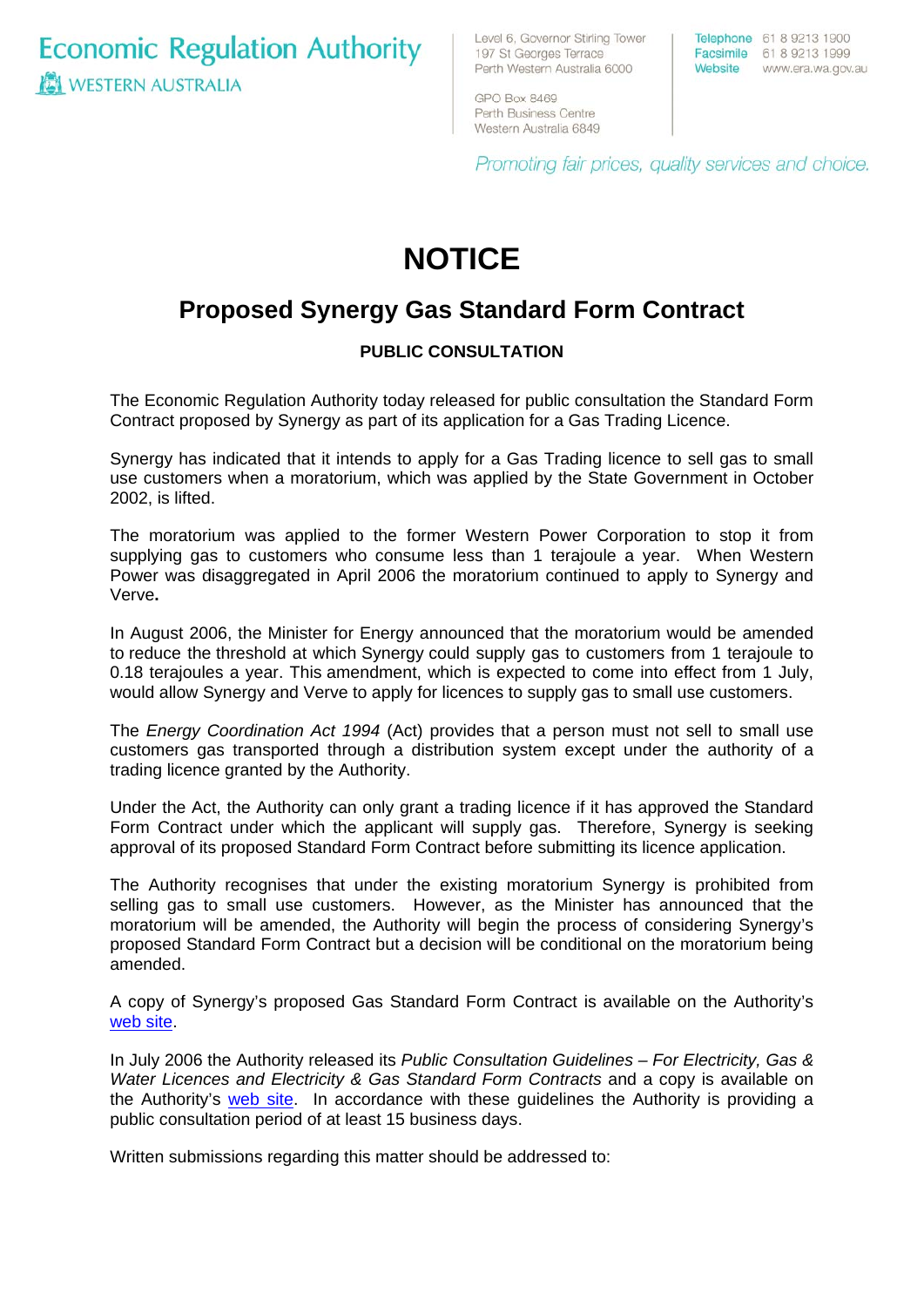Economic Regulation Authority
WESTERN AUSTRALIA

Level 6, Governor Stirling Tower
197 St Georges Terrace
Perth Western Australia 6000

GPO Box 8469
Perth Business Centre
Western Australia 6849

Telephone 61 8 9213 1900
Facsimile 61 8 9213 1999
Website www.era.wa.gov.au

*Promoting fair prices, quality services and choice.*

# NOTICE

## Proposed Synergy Gas Standard Form Contract

**PUBLIC CONSULTATION**

The Economic Regulation Authority today released for public consultation the Standard Form Contract proposed by Synergy as part of its application for a Gas Trading Licence.

Synergy has indicated that it intends to apply for a Gas Trading licence to sell gas to small use customers when a moratorium, which was applied by the State Government in October 2002, is lifted.

The moratorium was applied to the former Western Power Corporation to stop it from supplying gas to customers who consume less than 1 terajoule a year. When Western Power was disaggregated in April 2006 the moratorium continued to apply to Synergy and Verve**.**

In August 2006, the Minister for Energy announced that the moratorium would be amended to reduce the threshold at which Synergy could supply gas to customers from 1 terajoule to 0.18 terajoules a year. This amendment, which is expected to come into effect from 1 July, would allow Synergy and Verve to apply for licences to supply gas to small use customers.

The *Energy Coordination Act 1994* (Act) provides that a person must not sell to small use customers gas transported through a distribution system except under the authority of a trading licence granted by the Authority.

Under the Act, the Authority can only grant a trading licence if it has approved the Standard Form Contract under which the applicant will supply gas. Therefore, Synergy is seeking approval of its proposed Standard Form Contract before submitting its licence application.

The Authority recognises that under the existing moratorium Synergy is prohibited from selling gas to small use customers. However, as the Minister has announced that the moratorium will be amended, the Authority will begin the process of considering Synergy's proposed Standard Form Contract but a decision will be conditional on the moratorium being amended.

A copy of Synergy's proposed Gas Standard Form Contract is available on the Authority's web site.

In July 2006 the Authority released its *Public Consultation Guidelines – For Electricity, Gas & Water Licences and Electricity & Gas Standard Form Contracts* and a copy is available on the Authority's web site. In accordance with these guidelines the Authority is providing a public consultation period of at least 15 business days.

Written submissions regarding this matter should be addressed to: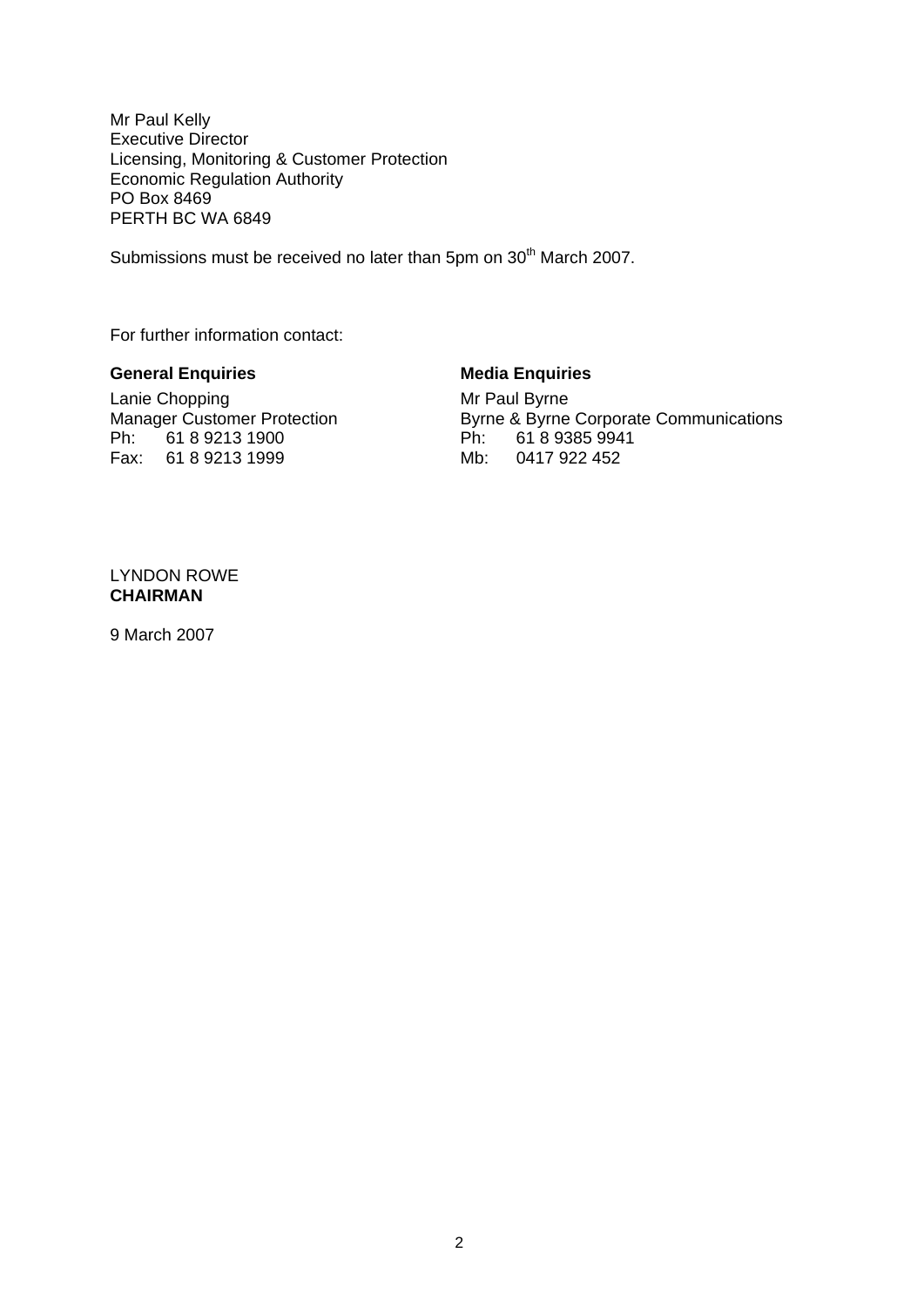Mr Paul Kelly
Executive Director
Licensing, Monitoring & Customer Protection
Economic Regulation Authority
PO Box 8469
PERTH BC WA 6849

Submissions must be received no later than 5pm on 30th March 2007.

For further information contact:

**General Enquiries**

Lanie Chopping
Manager Customer Protection
Ph: 61 8 9213 1900
Fax: 61 8 9213 1999

**Media Enquiries**

Mr Paul Byrne
Byrne & Byrne Corporate Communications
Ph: 61 8 9385 9941
Mb: 0417 922 452

LYNDON ROWE
**CHAIRMAN**

9 March 2007